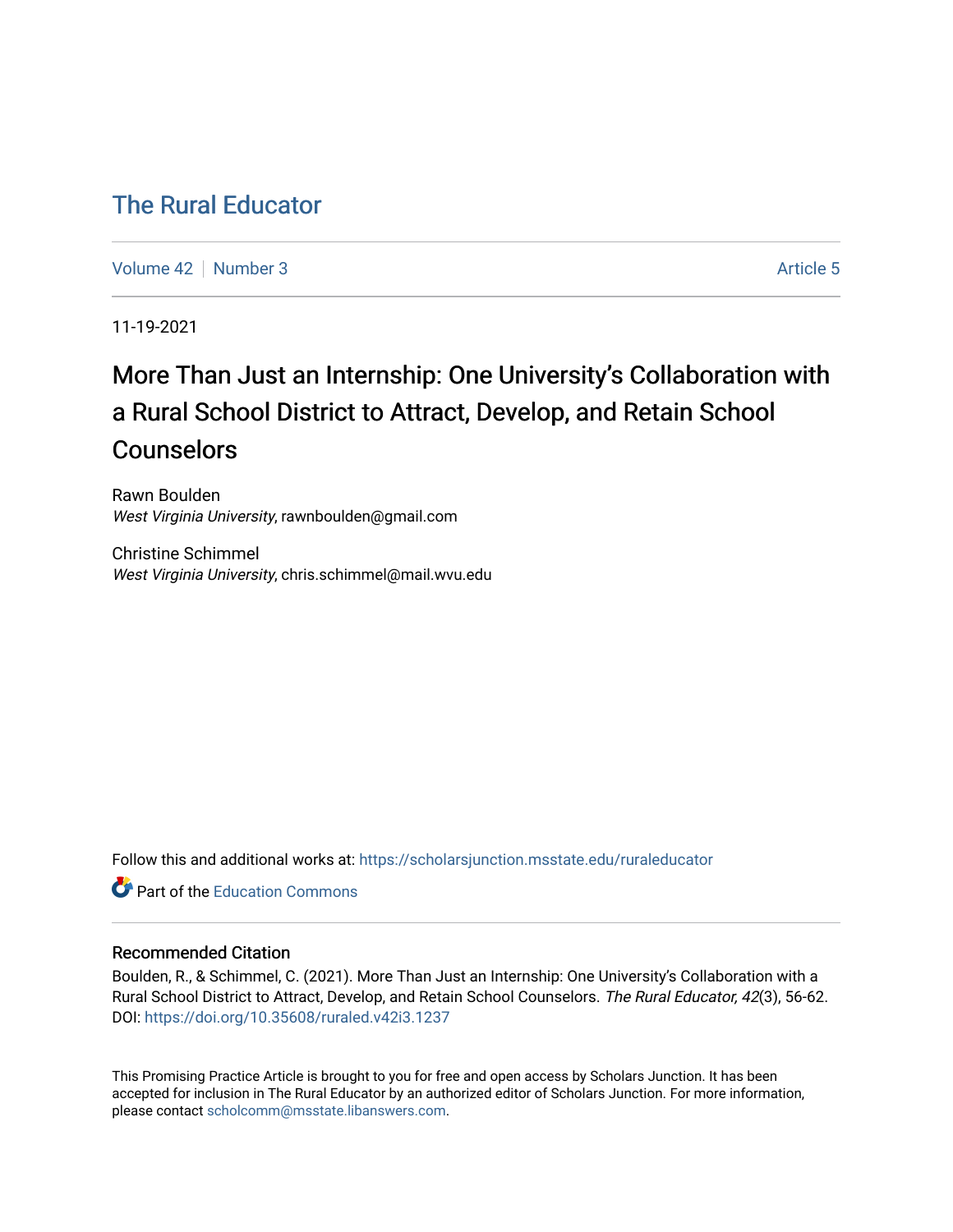# The Rural Educator

Volume 42 | Number 3 | Article 5

11-19-2021

## More Than Just an Internship: One University's Collaboration with a Rural School District to Attract, Develop, and Retain School Counselors

Rawn Boulden
*West Virginia University*, rawnboulden@gmail.com

Christine Schimmel
*West Virginia University*, chris.schimmel@mail.wvu.edu

Follow this and additional works at: https://scholarsjunction.msstate.edu/ruraleducator

Part of the Education Commons

### Recommended Citation

Boulden, R., & Schimmel, C. (2021). More Than Just an Internship: One University's Collaboration with a Rural School District to Attract, Develop, and Retain School Counselors. *The Rural Educator, 42*(3), 56-62. DOI: https://doi.org/10.35608/ruraled.v42i3.1237

This Promising Practice Article is brought to you for free and open access by Scholars Junction. It has been accepted for inclusion in The Rural Educator by an authorized editor of Scholars Junction. For more information, please contact scholcomm@msstate.libanswers.com.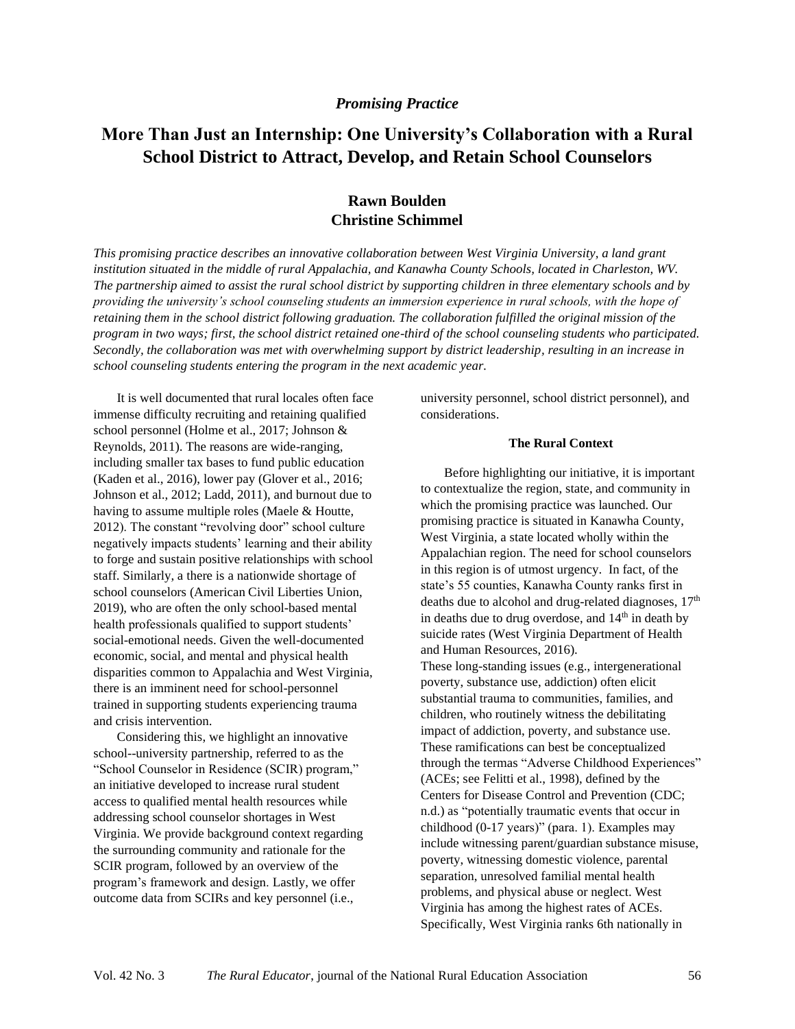*Promising Practice*

# More Than Just an Internship: One University's Collaboration with a Rural School District to Attract, Develop, and Retain School Counselors

**Rawn Boulden**
**Christine Schimmel**

*This promising practice describes an innovative collaboration between West Virginia University, a land grant institution situated in the middle of rural Appalachia, and Kanawha County Schools, located in Charleston, WV. The partnership aimed to assist the rural school district by supporting children in three elementary schools and by providing the university's school counseling students an immersion experience in rural schools, with the hope of retaining them in the school district following graduation. The collaboration fulfilled the original mission of the program in two ways; first, the school district retained one-third of the school counseling students who participated. Secondly, the collaboration was met with overwhelming support by district leadership, resulting in an increase in school counseling students entering the program in the next academic year.*

It is well documented that rural locales often face immense difficulty recruiting and retaining qualified school personnel (Holme et al., 2017; Johnson & Reynolds, 2011). The reasons are wide-ranging, including smaller tax bases to fund public education (Kaden et al., 2016), lower pay (Glover et al., 2016; Johnson et al., 2012; Ladd, 2011), and burnout due to having to assume multiple roles (Maele & Houtte, 2012). The constant "revolving door" school culture negatively impacts students' learning and their ability to forge and sustain positive relationships with school staff. Similarly, a there is a nationwide shortage of school counselors (American Civil Liberties Union, 2019), who are often the only school-based mental health professionals qualified to support students' social-emotional needs. Given the well-documented economic, social, and mental and physical health disparities common to Appalachia and West Virginia, there is an imminent need for school-personnel trained in supporting students experiencing trauma and crisis intervention.

Considering this, we highlight an innovative school--university partnership, referred to as the "School Counselor in Residence (SCIR) program," an initiative developed to increase rural student access to qualified mental health resources while addressing school counselor shortages in West Virginia. We provide background context regarding the surrounding community and rationale for the SCIR program, followed by an overview of the program's framework and design. Lastly, we offer outcome data from SCIRs and key personnel (i.e., university personnel, school district personnel), and considerations.

## The Rural Context

Before highlighting our initiative, it is important to contextualize the region, state, and community in which the promising practice was launched. Our promising practice is situated in Kanawha County, West Virginia, a state located wholly within the Appalachian region. The need for school counselors in this region is of utmost urgency. In fact, of the state's 55 counties, Kanawha County ranks first in deaths due to alcohol and drug-related diagnoses, 17th in deaths due to drug overdose, and 14th in death by suicide rates (West Virginia Department of Health and Human Resources, 2016).

These long-standing issues (e.g., intergenerational poverty, substance use, addiction) often elicit substantial trauma to communities, families, and children, who routinely witness the debilitating impact of addiction, poverty, and substance use. These ramifications can best be conceptualized through the termas "Adverse Childhood Experiences" (ACEs; see Felitti et al., 1998), defined by the Centers for Disease Control and Prevention (CDC; n.d.) as "potentially traumatic events that occur in childhood (0-17 years)" (para. 1). Examples may include witnessing parent/guardian substance misuse, poverty, witnessing domestic violence, parental separation, unresolved familial mental health problems, and physical abuse or neglect. West Virginia has among the highest rates of ACEs. Specifically, West Virginia ranks 6th nationally in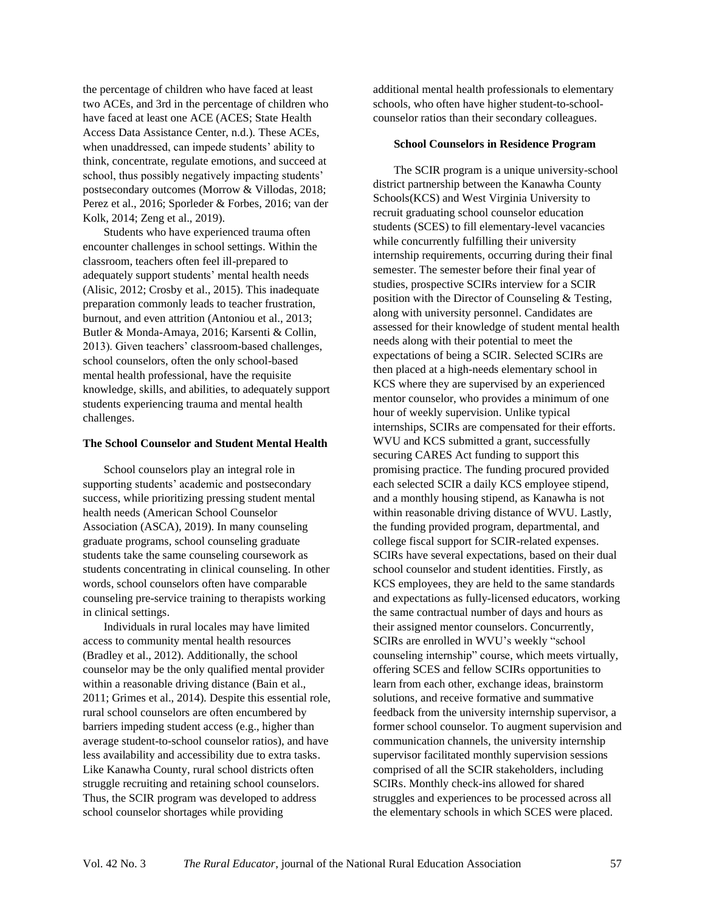the percentage of children who have faced at least two ACEs, and 3rd in the percentage of children who have faced at least one ACE (ACES; State Health Access Data Assistance Center, n.d.). These ACEs, when unaddressed, can impede students' ability to think, concentrate, regulate emotions, and succeed at school, thus possibly negatively impacting students' postsecondary outcomes (Morrow & Villodas, 2018; Perez et al., 2016; Sporleder & Forbes, 2016; van der Kolk, 2014; Zeng et al., 2019).

Students who have experienced trauma often encounter challenges in school settings. Within the classroom, teachers often feel ill-prepared to adequately support students' mental health needs (Alisic, 2012; Crosby et al., 2015). This inadequate preparation commonly leads to teacher frustration, burnout, and even attrition (Antoniou et al., 2013; Butler & Monda-Amaya, 2016; Karsenti & Collin, 2013). Given teachers' classroom-based challenges, school counselors, often the only school-based mental health professional, have the requisite knowledge, skills, and abilities, to adequately support students experiencing trauma and mental health challenges.

### The School Counselor and Student Mental Health

School counselors play an integral role in supporting students' academic and postsecondary success, while prioritizing pressing student mental health needs (American School Counselor Association (ASCA), 2019). In many counseling graduate programs, school counseling graduate students take the same counseling coursework as students concentrating in clinical counseling. In other words, school counselors often have comparable counseling pre-service training to therapists working in clinical settings.

Individuals in rural locales may have limited access to community mental health resources (Bradley et al., 2012). Additionally, the school counselor may be the only qualified mental provider within a reasonable driving distance (Bain et al., 2011; Grimes et al., 2014). Despite this essential role, rural school counselors are often encumbered by barriers impeding student access (e.g., higher than average student-to-school counselor ratios), and have less availability and accessibility due to extra tasks. Like Kanawha County, rural school districts often struggle recruiting and retaining school counselors. Thus, the SCIR program was developed to address school counselor shortages while providing additional mental health professionals to elementary schools, who often have higher student-to-school-counselor ratios than their secondary colleagues.

### School Counselors in Residence Program

The SCIR program is a unique university-school district partnership between the Kanawha County Schools(KCS) and West Virginia University to recruit graduating school counselor education students (SCES) to fill elementary-level vacancies while concurrently fulfilling their university internship requirements, occurring during their final semester. The semester before their final year of studies, prospective SCIRs interview for a SCIR position with the Director of Counseling & Testing, along with university personnel. Candidates are assessed for their knowledge of student mental health needs along with their potential to meet the expectations of being a SCIR. Selected SCIRs are then placed at a high-needs elementary school in KCS where they are supervised by an experienced mentor counselor, who provides a minimum of one hour of weekly supervision. Unlike typical internships, SCIRs are compensated for their efforts. WVU and KCS submitted a grant, successfully securing CARES Act funding to support this promising practice. The funding procured provided each selected SCIR a daily KCS employee stipend, and a monthly housing stipend, as Kanawha is not within reasonable driving distance of WVU. Lastly, the funding provided program, departmental, and college fiscal support for SCIR-related expenses. SCIRs have several expectations, based on their dual school counselor and student identities. Firstly, as KCS employees, they are held to the same standards and expectations as fully-licensed educators, working the same contractual number of days and hours as their assigned mentor counselors. Concurrently, SCIRs are enrolled in WVU's weekly "school counseling internship" course, which meets virtually, offering SCES and fellow SCIRs opportunities to learn from each other, exchange ideas, brainstorm solutions, and receive formative and summative feedback from the university internship supervisor, a former school counselor. To augment supervision and communication channels, the university internship supervisor facilitated monthly supervision sessions comprised of all the SCIR stakeholders, including SCIRs. Monthly check-ins allowed for shared struggles and experiences to be processed across all the elementary schools in which SCES were placed.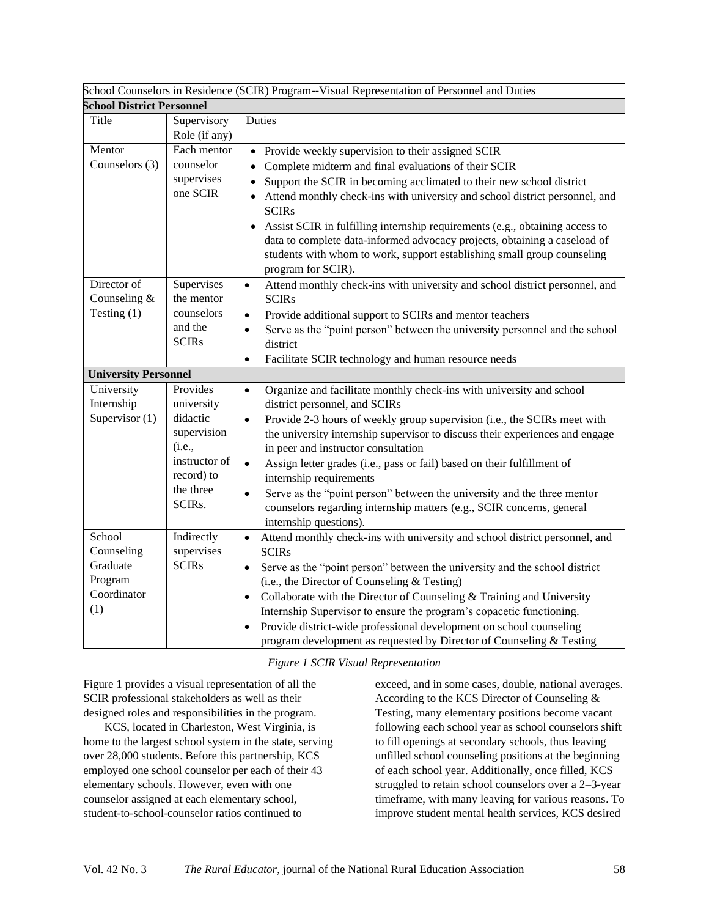| School Counselors in Residence (SCIR) Program--Visual Representation of Personnel and Duties | | |
|---|---|---|
| **School District Personnel** | | |
| Title | Supervisory Role (if any) | Duties |
| Mentor Counselors (3) | Each mentor counselor supervises one SCIR | • Provide weekly supervision to their assigned SCIR<br>• Complete midterm and final evaluations of their SCIR<br>• Support the SCIR in becoming acclimated to their new school district<br>• Attend monthly check-ins with university and school district personnel, and SCIRs<br>• Assist SCIR in fulfilling internship requirements (e.g., obtaining access to data to complete data-informed advocacy projects, obtaining a caseload of students with whom to work, support establishing small group counseling program for SCIR). |
| Director of Counseling & Testing (1) | Supervises the mentor counselors and the SCIRs | • Attend monthly check-ins with university and school district personnel, and SCIRs<br>• Provide additional support to SCIRs and mentor teachers<br>• Serve as the "point person" between the university personnel and the school district<br>• Facilitate SCIR technology and human resource needs |
| **University Personnel** | | |
| University Internship Supervisor (1) | Provides university didactic supervision (i.e., instructor of record) to the three SCIRs. | • Organize and facilitate monthly check-ins with university and school district personnel, and SCIRs<br>• Provide 2-3 hours of weekly group supervision (i.e., the SCIRs meet with the university internship supervisor to discuss their experiences and engage in peer and instructor consultation<br>• Assign letter grades (i.e., pass or fail) based on their fulfillment of internship requirements<br>• Serve as the "point person" between the university and the three mentor counselors regarding internship matters (e.g., SCIR concerns, general internship questions). |
| School Counseling Graduate Program Coordinator (1) | Indirectly supervises SCIRs | • Attend monthly check-ins with university and school district personnel, and SCIRs<br>• Serve as the "point person" between the university and the school district (i.e., the Director of Counseling & Testing)<br>• Collaborate with the Director of Counseling & Training and University Internship Supervisor to ensure the program's copacetic functioning.<br>• Provide district-wide professional development on school counseling program development as requested by Director of Counseling & Testing |

*Figure 1 SCIR Visual Representation*

Figure 1 provides a visual representation of all the SCIR professional stakeholders as well as their designed roles and responsibilities in the program.

KCS, located in Charleston, West Virginia, is home to the largest school system in the state, serving over 28,000 students. Before this partnership, KCS employed one school counselor per each of their 43 elementary schools. However, even with one counselor assigned at each elementary school, student-to-school-counselor ratios continued to exceed, and in some cases, double, national averages. According to the KCS Director of Counseling & Testing, many elementary positions become vacant following each school year as school counselors shift to fill openings at secondary schools, thus leaving unfilled school counseling positions at the beginning of each school year. Additionally, once filled, KCS struggled to retain school counselors over a 2–3-year timeframe, with many leaving for various reasons. To improve student mental health services, KCS desired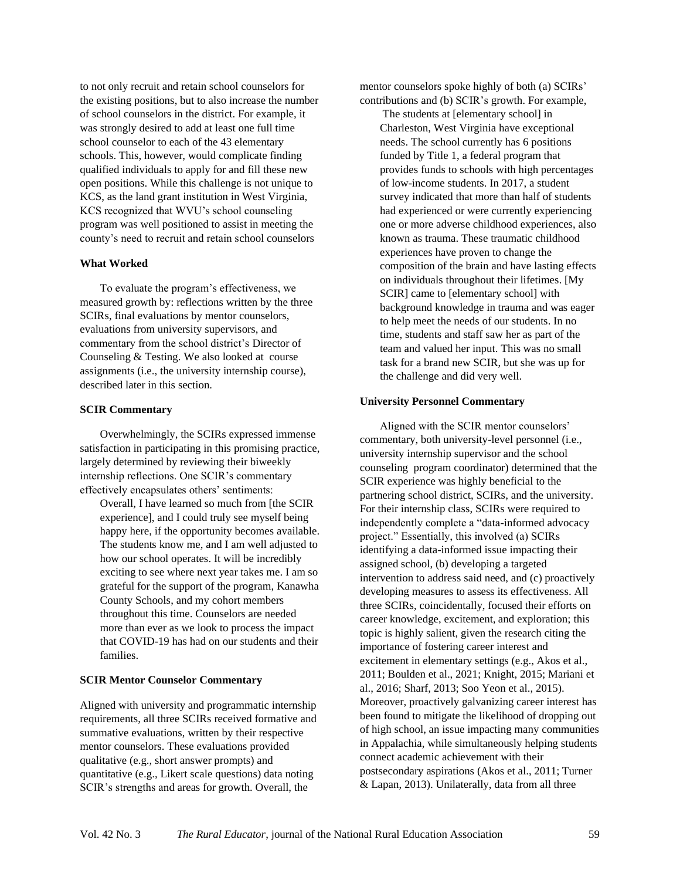to not only recruit and retain school counselors for the existing positions, but to also increase the number of school counselors in the district. For example, it was strongly desired to add at least one full time school counselor to each of the 43 elementary schools. This, however, would complicate finding qualified individuals to apply for and fill these new open positions. While this challenge is not unique to KCS, as the land grant institution in West Virginia, KCS recognized that WVU's school counseling program was well positioned to assist in meeting the county's need to recruit and retain school counselors

### What Worked

To evaluate the program's effectiveness, we measured growth by: reflections written by the three SCIRs, final evaluations by mentor counselors, evaluations from university supervisors, and commentary from the school district's Director of Counseling & Testing. We also looked at course assignments (i.e., the university internship course), described later in this section.

### SCIR Commentary

Overwhelmingly, the SCIRs expressed immense satisfaction in participating in this promising practice, largely determined by reviewing their biweekly internship reflections. One SCIR's commentary effectively encapsulates others' sentiments:

> Overall, I have learned so much from [the SCIR experience], and I could truly see myself being happy here, if the opportunity becomes available. The students know me, and I am well adjusted to how our school operates. It will be incredibly exciting to see where next year takes me. I am so grateful for the support of the program, Kanawha County Schools, and my cohort members throughout this time. Counselors are needed more than ever as we look to process the impact that COVID-19 has had on our students and their families.

### SCIR Mentor Counselor Commentary

Aligned with university and programmatic internship requirements, all three SCIRs received formative and summative evaluations, written by their respective mentor counselors. These evaluations provided qualitative (e.g., short answer prompts) and quantitative (e.g., Likert scale questions) data noting SCIR's strengths and areas for growth. Overall, the mentor counselors spoke highly of both (a) SCIRs' contributions and (b) SCIR's growth. For example,

> The students at [elementary school] in Charleston, West Virginia have exceptional needs. The school currently has 6 positions funded by Title 1, a federal program that provides funds to schools with high percentages of low-income students. In 2017, a student survey indicated that more than half of students had experienced or were currently experiencing one or more adverse childhood experiences, also known as trauma. These traumatic childhood experiences have proven to change the composition of the brain and have lasting effects on individuals throughout their lifetimes. [My SCIR] came to [elementary school] with background knowledge in trauma and was eager to help meet the needs of our students. In no time, students and staff saw her as part of the team and valued her input. This was no small task for a brand new SCIR, but she was up for the challenge and did very well.

### University Personnel Commentary

Aligned with the SCIR mentor counselors' commentary, both university-level personnel (i.e., university internship supervisor and the school counseling program coordinator) determined that the SCIR experience was highly beneficial to the partnering school district, SCIRs, and the university. For their internship class, SCIRs were required to independently complete a "data-informed advocacy project." Essentially, this involved (a) SCIRs identifying a data-informed issue impacting their assigned school, (b) developing a targeted intervention to address said need, and (c) proactively developing measures to assess its effectiveness. All three SCIRs, coincidentally, focused their efforts on career knowledge, excitement, and exploration; this topic is highly salient, given the research citing the importance of fostering career interest and excitement in elementary settings (e.g., Akos et al., 2011; Boulden et al., 2021; Knight, 2015; Mariani et al., 2016; Sharf, 2013; Soo Yeon et al., 2015). Moreover, proactively galvanizing career interest has been found to mitigate the likelihood of dropping out of high school, an issue impacting many communities in Appalachia, while simultaneously helping students connect academic achievement with their postsecondary aspirations (Akos et al., 2011; Turner & Lapan, 2013). Unilaterally, data from all three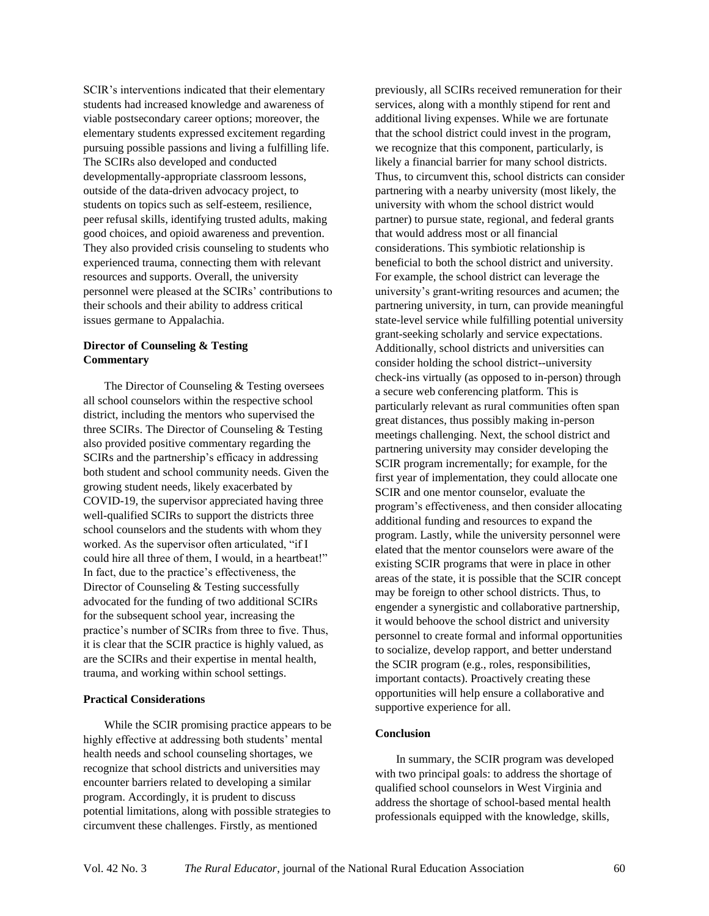SCIR's interventions indicated that their elementary students had increased knowledge and awareness of viable postsecondary career options; moreover, the elementary students expressed excitement regarding pursuing possible passions and living a fulfilling life. The SCIRs also developed and conducted developmentally-appropriate classroom lessons, outside of the data-driven advocacy project, to students on topics such as self-esteem, resilience, peer refusal skills, identifying trusted adults, making good choices, and opioid awareness and prevention. They also provided crisis counseling to students who experienced trauma, connecting them with relevant resources and supports. Overall, the university personnel were pleased at the SCIRs' contributions to their schools and their ability to address critical issues germane to Appalachia.

**Director of Counseling & Testing Commentary**

The Director of Counseling & Testing oversees all school counselors within the respective school district, including the mentors who supervised the three SCIRs. The Director of Counseling & Testing also provided positive commentary regarding the SCIRs and the partnership's efficacy in addressing both student and school community needs. Given the growing student needs, likely exacerbated by COVID-19, the supervisor appreciated having three well-qualified SCIRs to support the districts three school counselors and the students with whom they worked. As the supervisor often articulated, "if I could hire all three of them, I would, in a heartbeat!" In fact, due to the practice's effectiveness, the Director of Counseling & Testing successfully advocated for the funding of two additional SCIRs for the subsequent school year, increasing the practice's number of SCIRs from three to five. Thus, it is clear that the SCIR practice is highly valued, as are the SCIRs and their expertise in mental health, trauma, and working within school settings.

**Practical Considerations**

While the SCIR promising practice appears to be highly effective at addressing both students' mental health needs and school counseling shortages, we recognize that school districts and universities may encounter barriers related to developing a similar program. Accordingly, it is prudent to discuss potential limitations, along with possible strategies to circumvent these challenges. Firstly, as mentioned previously, all SCIRs received remuneration for their services, along with a monthly stipend for rent and additional living expenses. While we are fortunate that the school district could invest in the program, we recognize that this component, particularly, is likely a financial barrier for many school districts. Thus, to circumvent this, school districts can consider partnering with a nearby university (most likely, the university with whom the school district would partner) to pursue state, regional, and federal grants that would address most or all financial considerations. This symbiotic relationship is beneficial to both the school district and university. For example, the school district can leverage the university's grant-writing resources and acumen; the partnering university, in turn, can provide meaningful state-level service while fulfilling potential university grant-seeking scholarly and service expectations. Additionally, school districts and universities can consider holding the school district--university check-ins virtually (as opposed to in-person) through a secure web conferencing platform. This is particularly relevant as rural communities often span great distances, thus possibly making in-person meetings challenging. Next, the school district and partnering university may consider developing the SCIR program incrementally; for example, for the first year of implementation, they could allocate one SCIR and one mentor counselor, evaluate the program's effectiveness, and then consider allocating additional funding and resources to expand the program. Lastly, while the university personnel were elated that the mentor counselors were aware of the existing SCIR programs that were in place in other areas of the state, it is possible that the SCIR concept may be foreign to other school districts. Thus, to engender a synergistic and collaborative partnership, it would behoove the school district and university personnel to create formal and informal opportunities to socialize, develop rapport, and better understand the SCIR program (e.g., roles, responsibilities, important contacts). Proactively creating these opportunities will help ensure a collaborative and supportive experience for all.

**Conclusion**

In summary, the SCIR program was developed with two principal goals: to address the shortage of qualified school counselors in West Virginia and address the shortage of school-based mental health professionals equipped with the knowledge, skills,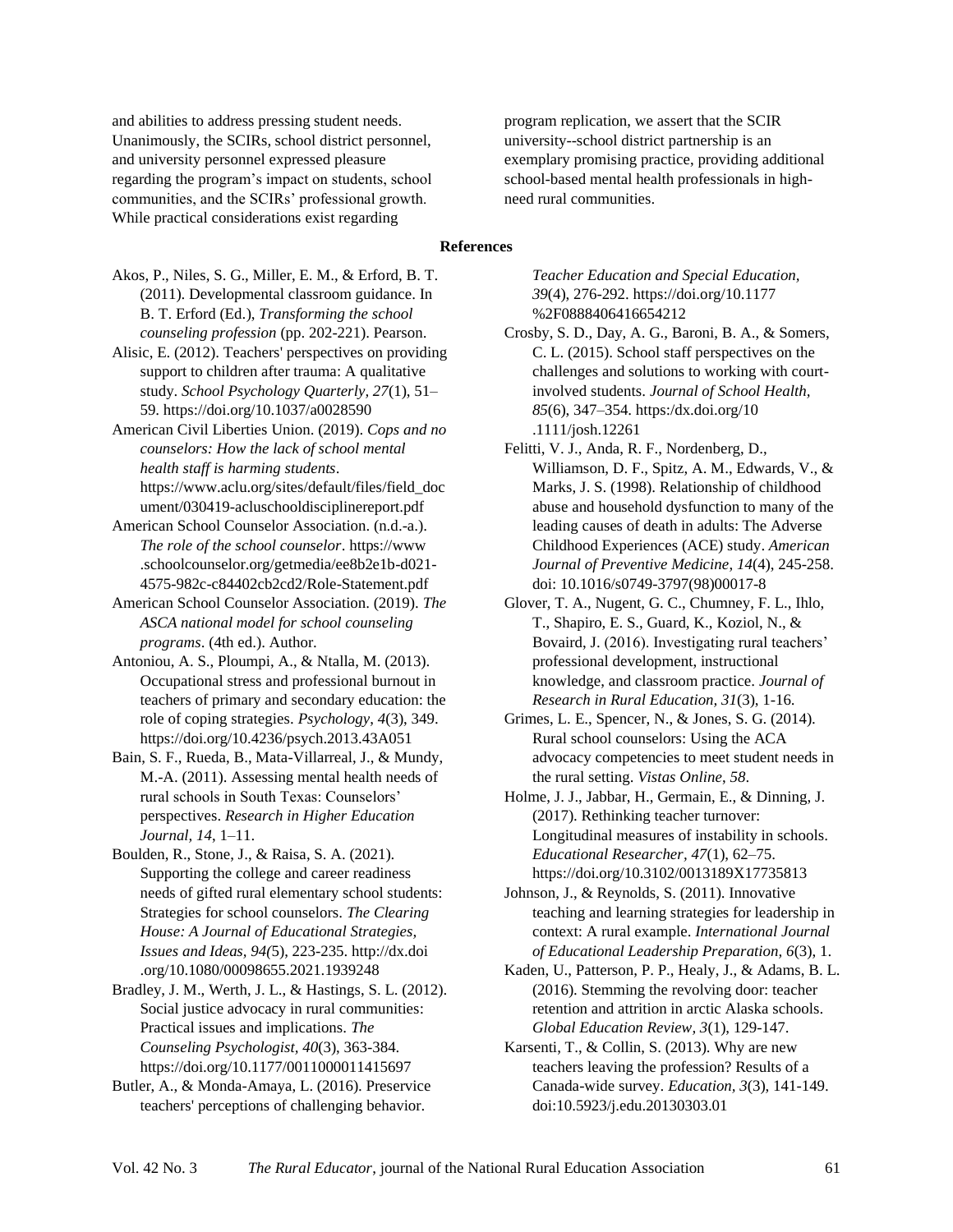and abilities to address pressing student needs. Unanimously, the SCIRs, school district personnel, and university personnel expressed pleasure regarding the program's impact on students, school communities, and the SCIRs' professional growth. While practical considerations exist regarding program replication, we assert that the SCIR university--school district partnership is an exemplary promising practice, providing additional school-based mental health professionals in high-need rural communities.

## References

Akos, P., Niles, S. G., Miller, E. M., & Erford, B. T. (2011). Developmental classroom guidance. In B. T. Erford (Ed.), *Transforming the school counseling profession* (pp. 202-221). Pearson.

Alisic, E. (2012). Teachers' perspectives on providing support to children after trauma: A qualitative study. *School Psychology Quarterly, 27*(1), 51–59. https://doi.org/10.1037/a0028590

American Civil Liberties Union. (2019). *Cops and no counselors: How the lack of school mental health staff is harming students*. https://www.aclu.org/sites/default/files/field_document/030419-acluschooldisciplinereport.pdf

American School Counselor Association. (n.d.-a.). *The role of the school counselor*. https://www.schoolcounselor.org/getmedia/ee8b2e1b-d021-4575-982c-c84402cb2cd2/Role-Statement.pdf

American School Counselor Association. (2019). *The ASCA national model for school counseling programs*. (4th ed.). Author.

Antoniou, A. S., Ploumpi, A., & Ntalla, M. (2013). Occupational stress and professional burnout in teachers of primary and secondary education: the role of coping strategies. *Psychology, 4*(3), 349. https://doi.org/10.4236/psych.2013.43A051

Bain, S. F., Rueda, B., Mata-Villarreal, J., & Mundy, M.-A. (2011). Assessing mental health needs of rural schools in South Texas: Counselors' perspectives. *Research in Higher Education Journal, 14*, 1–11.

Boulden, R., Stone, J., & Raisa, S. A. (2021). Supporting the college and career readiness needs of gifted rural elementary school students: Strategies for school counselors. *The Clearing House: A Journal of Educational Strategies, Issues and Ideas, 94(*5), 223-235. http://dx.doi.org/10.1080/00098655.2021.1939248

Bradley, J. M., Werth, J. L., & Hastings, S. L. (2012). Social justice advocacy in rural communities: Practical issues and implications. *The Counseling Psychologist, 40*(3), 363-384. https://doi.org/10.1177/0011000011415697

Butler, A., & Monda-Amaya, L. (2016). Preservice teachers' perceptions of challenging behavior. *Teacher Education and Special Education, 39*(4), 276-292. https://doi.org/10.1177%2F0888406416654212

Crosby, S. D., Day, A. G., Baroni, B. A., & Somers, C. L. (2015). School staff perspectives on the challenges and solutions to working with court-involved students. *Journal of School Health, 85*(6), 347–354. https:/dx.doi.org/10.1111/josh.12261

Felitti, V. J., Anda, R. F., Nordenberg, D., Williamson, D. F., Spitz, A. M., Edwards, V., & Marks, J. S. (1998). Relationship of childhood abuse and household dysfunction to many of the leading causes of death in adults: The Adverse Childhood Experiences (ACE) study. *American Journal of Preventive Medicine, 14*(4), 245-258. doi: 10.1016/s0749-3797(98)00017-8

Glover, T. A., Nugent, G. C., Chumney, F. L., Ihlo, T., Shapiro, E. S., Guard, K., Koziol, N., & Bovaird, J. (2016). Investigating rural teachers' professional development, instructional knowledge, and classroom practice. *Journal of Research in Rural Education, 31*(3), 1-16.

Grimes, L. E., Spencer, N., & Jones, S. G. (2014). Rural school counselors: Using the ACA advocacy competencies to meet student needs in the rural setting. *Vistas Online, 58*.

Holme, J. J., Jabbar, H., Germain, E., & Dinning, J. (2017). Rethinking teacher turnover: Longitudinal measures of instability in schools. *Educational Researcher, 47*(1), 62–75. https://doi.org/10.3102/0013189X17735813

Johnson, J., & Reynolds, S. (2011). Innovative teaching and learning strategies for leadership in context: A rural example. *International Journal of Educational Leadership Preparation, 6*(3), 1.

Kaden, U., Patterson, P. P., Healy, J., & Adams, B. L. (2016). Stemming the revolving door: teacher retention and attrition in arctic Alaska schools. *Global Education Review, 3*(1), 129-147.

Karsenti, T., & Collin, S. (2013). Why are new teachers leaving the profession? Results of a Canada-wide survey. *Education, 3*(3), 141-149. doi:10.5923/j.edu.20130303.01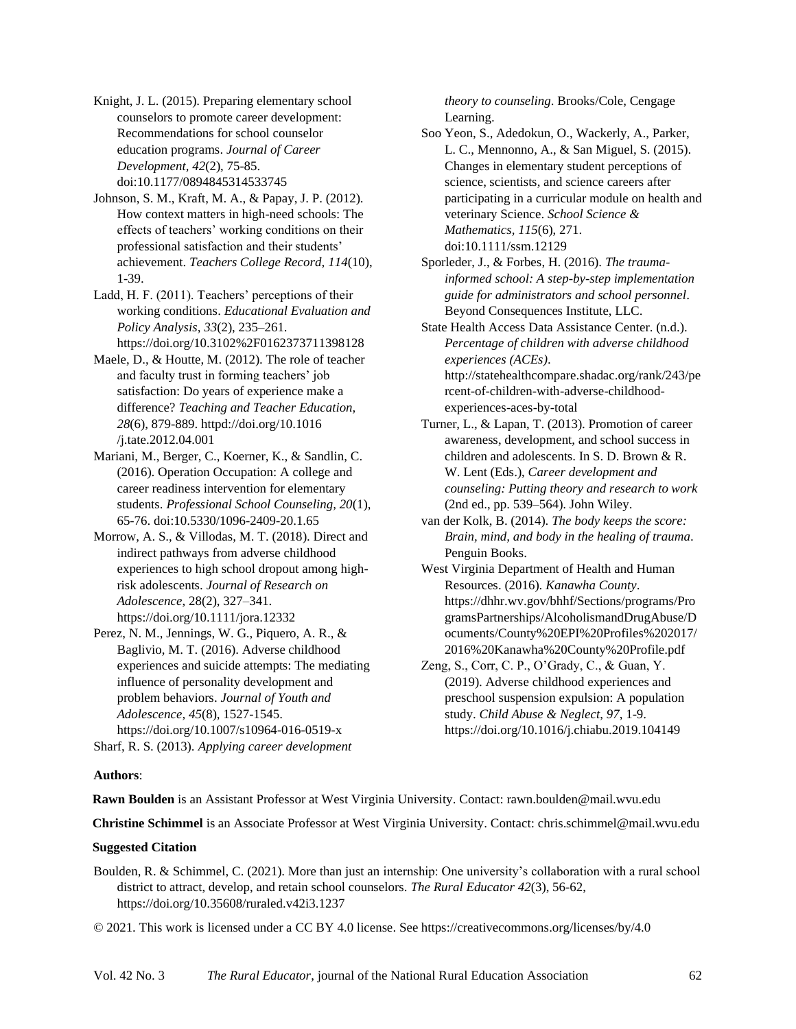Knight, J. L. (2015). Preparing elementary school counselors to promote career development: Recommendations for school counselor education programs. *Journal of Career Development, 42*(2), 75-85. doi:10.1177/0894845314533745

Johnson, S. M., Kraft, M. A., & Papay, J. P. (2012). How context matters in high-need schools: The effects of teachers' working conditions on their professional satisfaction and their students' achievement. *Teachers College Record, 114*(10), 1-39.

Ladd, H. F. (2011). Teachers' perceptions of their working conditions. *Educational Evaluation and Policy Analysis, 33*(2), 235–261. https://doi.org/10.3102%2F0162373711398128

Maele, D., & Houtte, M. (2012). The role of teacher and faculty trust in forming teachers' job satisfaction: Do years of experience make a difference? *Teaching and Teacher Education, 28*(6), 879-889. httpd://doi.org/10.1016 /j.tate.2012.04.001

Mariani, M., Berger, C., Koerner, K., & Sandlin, C. (2016). Operation Occupation: A college and career readiness intervention for elementary students. *Professional School Counseling, 20*(1), 65-76. doi:10.5330/1096-2409-20.1.65

Morrow, A. S., & Villodas, M. T. (2018). Direct and indirect pathways from adverse childhood experiences to high school dropout among high-risk adolescents. *Journal of Research on Adolescence*, 28(2), 327–341. https://doi.org/10.1111/jora.12332

Perez, N. M., Jennings, W. G., Piquero, A. R., & Baglivio, M. T. (2016). Adverse childhood experiences and suicide attempts: The mediating influence of personality development and problem behaviors. *Journal of Youth and Adolescence, 45*(8), 1527-1545. https://doi.org/10.1007/s10964-016-0519-x

Sharf, R. S. (2013). *Applying career development theory to counseling*. Brooks/Cole, Cengage Learning.

Soo Yeon, S., Adedokun, O., Wackerly, A., Parker, L. C., Mennonno, A., & San Miguel, S. (2015). Changes in elementary student perceptions of science, scientists, and science careers after participating in a curricular module on health and veterinary Science. *School Science & Mathematics, 115*(6), 271. doi:10.1111/ssm.12129

Sporleder, J., & Forbes, H. (2016). *The trauma-informed school: A step-by-step implementation guide for administrators and school personnel*. Beyond Consequences Institute, LLC.

State Health Access Data Assistance Center. (n.d.). *Percentage of children with adverse childhood experiences (ACEs)*. http://statehealthcompare.shadac.org/rank/243/percent-of-children-with-adverse-childhood-experiences-aces-by-total

Turner, L., & Lapan, T. (2013). Promotion of career awareness, development, and school success in children and adolescents. In S. D. Brown & R. W. Lent (Eds.), *Career development and counseling: Putting theory and research to work* (2nd ed., pp. 539–564). John Wiley.

van der Kolk, B. (2014). *The body keeps the score: Brain, mind, and body in the healing of trauma*. Penguin Books.

West Virginia Department of Health and Human Resources. (2016). *Kanawha County*. https://dhhr.wv.gov/bhhf/Sections/programs/ProgramsPartnerships/AlcoholismandDrugAbuse/Documents/County%20EPI%20Profiles%202017/2016%20Kanawha%20County%20Profile.pdf

Zeng, S., Corr, C. P., O'Grady, C., & Guan, Y. (2019). Adverse childhood experiences and preschool suspension expulsion: A population study. *Child Abuse & Neglect, 97*, 1-9. https://doi.org/10.1016/j.chiabu.2019.104149

**Authors**:

**Rawn Boulden** is an Assistant Professor at West Virginia University. Contact: rawn.boulden@mail.wvu.edu

**Christine Schimmel** is an Associate Professor at West Virginia University. Contact: chris.schimmel@mail.wvu.edu

**Suggested Citation**

Boulden, R. & Schimmel, C. (2021). More than just an internship: One university's collaboration with a rural school district to attract, develop, and retain school counselors. *The Rural Educator 42*(3), 56-62, https://doi.org/10.35608/ruraled.v42i3.1237

© 2021. This work is licensed under a CC BY 4.0 license. See https://creativecommons.org/licenses/by/4.0